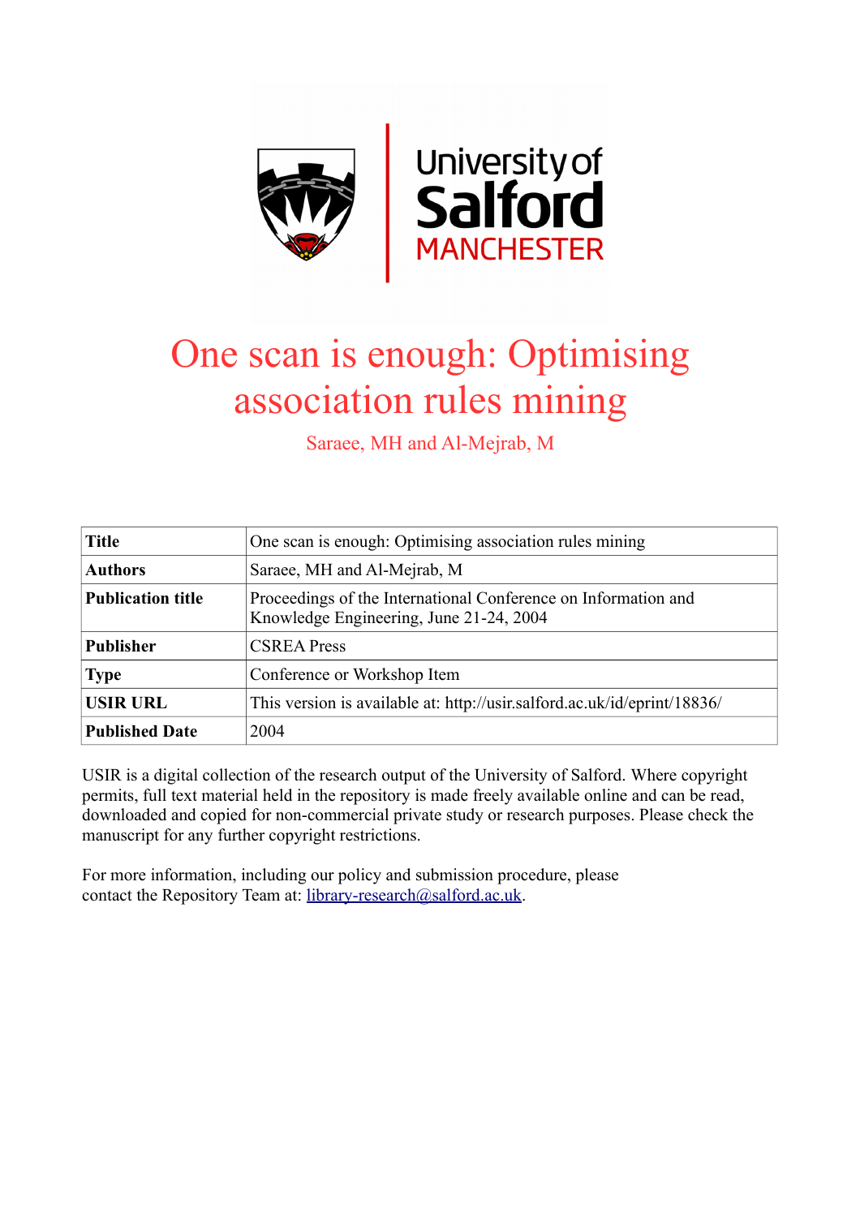# One scan is enough: Optimising association rules mining

Saraee, MH and Al-Mejrab, M

| **Title** | One scan is enough: Optimising association rules mining |
|---|---|
| **Authors** | Saraee, MH and Al-Mejrab, M |
| **Publication title** | Proceedings of the International Conference on Information and Knowledge Engineering, June 21-24, 2004 |
| **Publisher** | CSREA Press |
| **Type** | Conference or Workshop Item |
| **USIR URL** | This version is available at: http://usir.salford.ac.uk/id/eprint/18836/ |
| **Published Date** | 2004 |

USIR is a digital collection of the research output of the University of Salford. Where copyright permits, full text material held in the repository is made freely available online and can be read, downloaded and copied for non-commercial private study or research purposes. Please check the manuscript for any further copyright restrictions.

For more information, including our policy and submission procedure, please contact the Repository Team at: library-research@salford.ac.uk.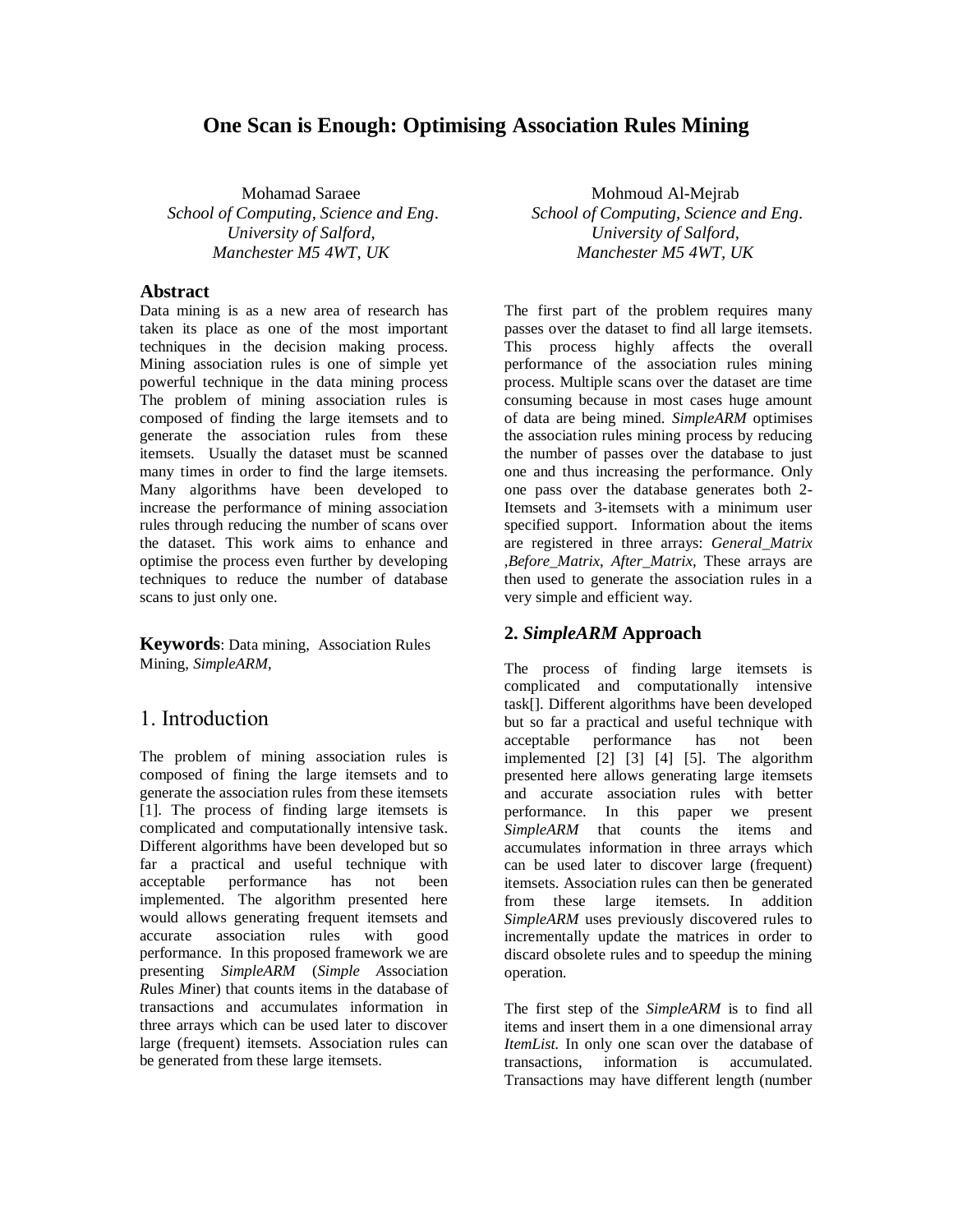# One Scan is Enough: Optimising Association Rules Mining

Mohamad Saraee
*School of Computing, Science and Eng.*
*University of Salford,*
*Manchester M5 4WT, UK*

Mohmoud Al-Mejrab
*School of Computing, Science and Eng.*
*University of Salford,*
*Manchester M5 4WT, UK*

## Abstract

Data mining is as a new area of research has taken its place as one of the most important techniques in the decision making process. Mining association rules is one of simple yet powerful technique in the data mining process The problem of mining association rules is composed of finding the large itemsets and to generate the association rules from these itemsets. Usually the dataset must be scanned many times in order to find the large itemsets. Many algorithms have been developed to increase the performance of mining association rules through reducing the number of scans over the dataset. This work aims to enhance and optimise the process even further by developing techniques to reduce the number of database scans to just only one.

**Keywords**: Data mining, Association Rules Mining, *SimpleARM*,

## 1. Introduction

The problem of mining association rules is composed of fining the large itemsets and to generate the association rules from these itemsets [1]. The process of finding large itemsets is complicated and computationally intensive task. Different algorithms have been developed but so far a practical and useful technique with acceptable performance has not been implemented. The algorithm presented here would allows generating frequent itemsets and accurate association rules with good performance. In this proposed framework we are presenting *SimpleARM* (*Simple Association Rules Miner*) that counts items in the database of transactions and accumulates information in three arrays which can be used later to discover large (frequent) itemsets. Association rules can be generated from these large itemsets.

The first part of the problem requires many passes over the dataset to find all large itemsets. This process highly affects the overall performance of the association rules mining process. Multiple scans over the dataset are time consuming because in most cases huge amount of data are being mined. *SimpleARM* optimises the association rules mining process by reducing the number of passes over the database to just one and thus increasing the performance. Only one pass over the database generates both 2-Itemsets and 3-itemsets with a minimum user specified support. Information about the items are registered in three arrays: *General_Matrix* ,*Before_Matrix*, *After_Matrix,* These arrays are then used to generate the association rules in a very simple and efficient way.

## 2. *SimpleARM* Approach

The process of finding large itemsets is complicated and computationally intensive task[]. Different algorithms have been developed but so far a practical and useful technique with acceptable performance has not been implemented [2] [3] [4] [5]. The algorithm presented here allows generating large itemsets and accurate association rules with better performance. In this paper we present *SimpleARM* that counts the items and accumulates information in three arrays which can be used later to discover large (frequent) itemsets. Association rules can then be generated from these large itemsets. In addition *SimpleARM* uses previously discovered rules to incrementally update the matrices in order to discard obsolete rules and to speedup the mining operation.

The first step of the *SimpleARM* is to find all items and insert them in a one dimensional array *ItemList.* In only one scan over the database of transactions, information is accumulated. Transactions may have different length (number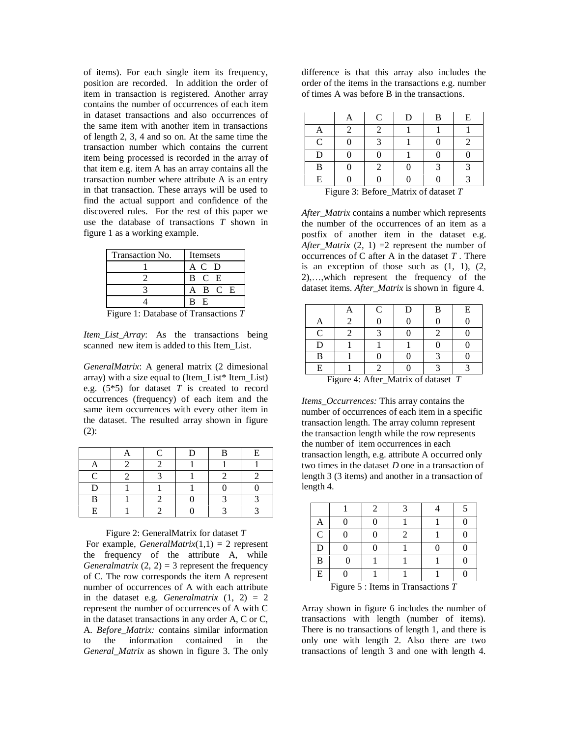of items). For each single item its frequency, position are recorded. In addition the order of item in transaction is registered. Another array contains the number of occurrences of each item in dataset transactions and also occurrences of the same item with another item in transactions of length 2, 3, 4 and so on. At the same time the transaction number which contains the current item being processed is recorded in the array of that item e.g. item A has an array contains all the transaction number where attribute A is an entry in that transaction. These arrays will be used to find the actual support and confidence of the discovered rules. For the rest of this paper we use the database of transactions *T* shown in figure 1 as a working example.

| Transaction No. | Itemsets |
|---|---|
| 1 | A C D |
| 2 | B C E |
| 3 | A B C E |
| 4 | B E |

Figure 1: Database of Transactions *T*

*Item_List_Array*: As the transactions being scanned new item is added to this Item_List.

*GeneralMatrix*: A general matrix (2 dimesional array) with a size equal to (Item_List* Item_List) e.g. (5*5) for dataset *T* is created to record occurrences (frequency) of each item and the same item occurrences with every other item in the dataset. The resulted array shown in figure (2):

| | A | C | D | B | E |
|---|---|---|---|---|---|
| A | 2 | 2 | 1 | 1 | 1 |
| C | 2 | 3 | 1 | 2 | 2 |
| D | 1 | 1 | 1 | 0 | 0 |
| B | 1 | 2 | 0 | 3 | 3 |
| E | 1 | 2 | 0 | 3 | 3 |

Figure 2: GeneralMatrix for dataset *T*

For example, *GeneralMatrix*(1,1) = 2 represent the frequency of the attribute A, while *Generalmatrix* (2, 2) = 3 represent the frequency of C. The row corresponds the item A represent number of occurrences of A with each attribute in the dataset e.g. *Generalmatrix* (1, 2) = 2 represent the number of occurrences of A with C in the dataset transactions in any order A, C or C, A. *Before_Matrix:* contains similar information to the information contained in the *General_Matrix* as shown in figure 3. The only difference is that this array also includes the order of the items in the transactions e.g. number of times A was before B in the transactions.

| | A | C | D | B | E |
|---|---|---|---|---|---|
| A | 2 | 2 | 1 | 1 | 1 |
| C | 0 | 3 | 1 | 0 | 2 |
| D | 0 | 0 | 1 | 0 | 0 |
| B | 0 | 2 | 0 | 3 | 3 |
| E | 0 | 0 | 0 | 0 | 3 |

Figure 3: Before_Matrix of dataset *T*

*After_Matrix* contains a number which represents the number of the occurrences of an item as a postfix of another item in the dataset e.g. *After_Matrix* (2, 1) =2 represent the number of occurrences of C after A in the dataset *T* . There is an exception of those such as (1, 1), (2, 2),…,which represent the frequency of the dataset items. *After_Matrix* is shown in figure 4.

| | A | C | D | B | E |
|---|---|---|---|---|---|
| A | 2 | 0 | 0 | 0 | 0 |
| C | 2 | 3 | 0 | 2 | 0 |
| D | 1 | 1 | 1 | 0 | 0 |
| B | 1 | 0 | 0 | 3 | 0 |
| E | 1 | 2 | 0 | 3 | 3 |

Figure 4: After_Matrix of dataset *T*

*Items_Occurrences:* This array contains the number of occurrences of each item in a specific transaction length. The array column represent the transaction length while the row represents the number of item occurrences in each transaction length, e.g. attribute A occurred only two times in the dataset *D* one in a transaction of length 3 (3 items) and another in a transaction of length 4.

| | 1 | 2 | 3 | 4 | 5 |
|---|---|---|---|---|---|
| A | 0 | 0 | 1 | 1 | 0 |
| C | 0 | 0 | 2 | 1 | 0 |
| D | 0 | 0 | 1 | 0 | 0 |
| B | 0 | 1 | 1 | 1 | 0 |
| E | 0 | 1 | 1 | 1 | 0 |

Figure 5 : Items in Transactions *T*

Array shown in figure 6 includes the number of transactions with length (number of items). There is no transactions of length 1, and there is only one with length 2. Also there are two transactions of length 3 and one with length 4.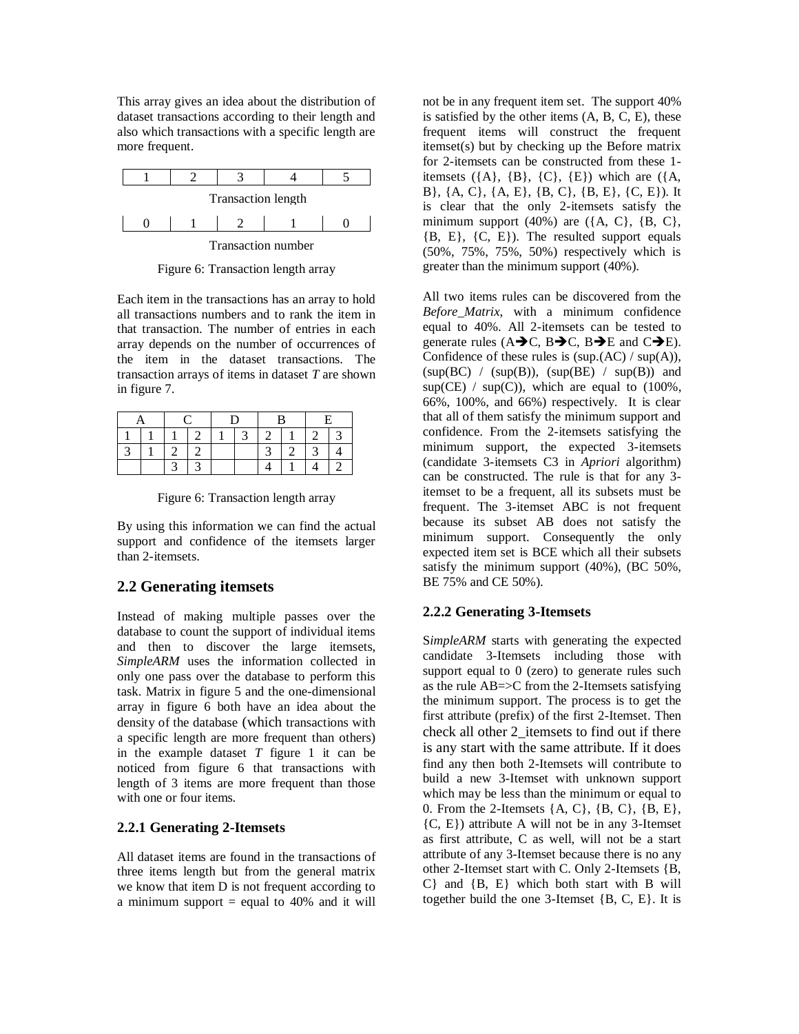This array gives an idea about the distribution of dataset transactions according to their length and also which transactions with a specific length are more frequent.

| 1 | 2 | 3 | 4 | 5 |
|---|---|---|---|---|
| Transaction length | | | | |
| 0 | 1 | 2 | 1 | 0 |
| Transaction number | | | | |

Figure 6: Transaction length array

Each item in the transactions has an array to hold all transactions numbers and to rank the item in that transaction. The number of entries in each array depends on the number of occurrences of the item in the dataset transactions. The transaction arrays of items in dataset *T* are shown in figure 7.

| A | | C | | D | | B | | E | |
|---|---|---|---|---|---|---|---|---|---|
| 1 | 1 | 1 | 2 | 1 | 3 | 2 | 1 | 2 | 3 |
| 3 | 1 | 2 | 2 | | | 3 | 2 | 3 | 4 |
| | | 3 | 3 | | | 4 | 1 | 4 | 2 |

Figure 6: Transaction length array

By using this information we can find the actual support and confidence of the itemsets larger than 2-itemsets.

## 2.2 Generating itemsets

Instead of making multiple passes over the database to count the support of individual items and then to discover the large itemsets, *SimpleARM* uses the information collected in only one pass over the database to perform this task. Matrix in figure 5 and the one-dimensional array in figure 6 both have an idea about the density of the database (which transactions with a specific length are more frequent than others) in the example dataset *T* figure 1 it can be noticed from figure 6 that transactions with length of 3 items are more frequent than those with one or four items.

### 2.2.1 Generating 2-Itemsets

All dataset items are found in the transactions of three items length but from the general matrix we know that item D is not frequent according to a minimum support = equal to 40% and it will not be in any frequent item set. The support 40% is satisfied by the other items (A, B, C, E), these frequent items will construct the frequent itemset(s) but by checking up the Before matrix for 2-itemsets can be constructed from these 1-itemsets ({A}, {B}, {C}, {E}) which are ({A, B}, {A, C}, {A, E}, {B, C}, {B, E}, {C, E}). It is clear that the only 2-itemsets satisfy the minimum support (40%) are ({A, C}, {B, C}, {B, E}, {C, E}). The resulted support equals (50%, 75%, 75%, 50%) respectively which is greater than the minimum support (40%).

All two items rules can be discovered from the *Before_Matrix*, with a minimum confidence equal to 40%. All 2-itemsets can be tested to generate rules (A➔C, B➔C, B➔E and C➔E). Confidence of these rules is (sup.(AC) / sup(A)), (sup(BC) / (sup(B)), (sup(BE) / sup(B)) and sup(CE) / sup(C)), which are equal to (100%, 66%, 100%, and 66%) respectively. It is clear that all of them satisfy the minimum support and confidence. From the 2-itemsets satisfying the minimum support, the expected 3-itemsets (candidate 3-itemsets C3 in *Apriori* algorithm) can be constructed. The rule is that for any 3-itemset to be a frequent, all its subsets must be frequent. The 3-itemset ABC is not frequent because its subset AB does not satisfy the minimum support. Consequently the only expected item set is BCE which all their subsets satisfy the minimum support (40%), (BC 50%, BE 75% and CE 50%).

### 2.2.2 Generating 3-Itemsets

S*impleARM* starts with generating the expected candidate 3-Itemsets including those with support equal to 0 (zero) to generate rules such as the rule AB=>C from the 2-Itemsets satisfying the minimum support. The process is to get the first attribute (prefix) of the first 2-Itemset. Then check all other 2_itemsets to find out if there is any start with the same attribute. If it does find any then both 2-Itemsets will contribute to build a new 3-Itemset with unknown support which may be less than the minimum or equal to 0. From the 2-Itemsets {A, C}, {B, C}, {B, E}, {C, E}) attribute A will not be in any 3-Itemset as first attribute, C as well, will not be a start attribute of any 3-Itemset because there is no any other 2-Itemset start with C. Only 2-Itemsets {B, C} and {B, E} which both start with B will together build the one 3-Itemset {B, C, E}. It is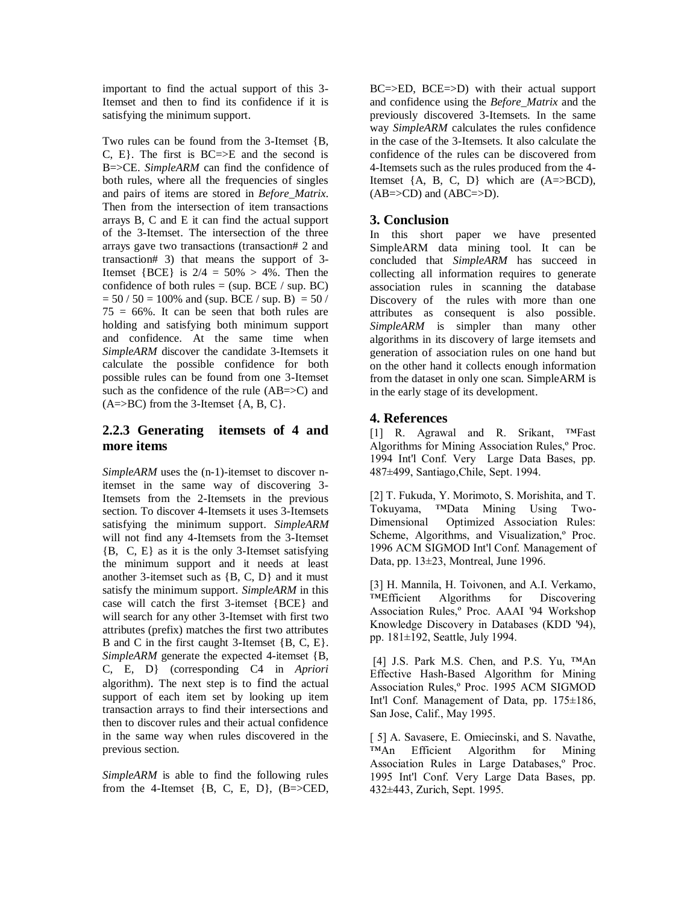important to find the actual support of this 3-Itemset and then to find its confidence if it is satisfying the minimum support.

Two rules can be found from the 3-Itemset {B, C, E}. The first is BC=>E and the second is B=>CE. *SimpleARM* can find the confidence of both rules, where all the frequencies of singles and pairs of items are stored in *Before_Matrix*. Then from the intersection of item transactions arrays B, C and E it can find the actual support of the 3-Itemset. The intersection of the three arrays gave two transactions (transaction# 2 and transaction# 3) that means the support of 3-Itemset {BCE} is 2/4 = 50% > 4%. Then the confidence of both rules = (sup. BCE / sup. BC) = 50 / 50 = 100% and (sup. BCE / sup. B) = 50 / 75 = 66%. It can be seen that both rules are holding and satisfying both minimum support and confidence. At the same time when *SimpleARM* discover the candidate 3-Itemsets it calculate the possible confidence for both possible rules can be found from one 3-Itemset such as the confidence of the rule (AB=>C) and (A=>BC) from the 3-Itemset {A, B, C}.

### 2.2.3 Generating itemsets of 4 and more items

*SimpleARM* uses the (n-1)-itemset to discover n-itemset in the same way of discovering 3-Itemsets from the 2-Itemsets in the previous section. To discover 4-Itemsets it uses 3-Itemsets satisfying the minimum support. *SimpleARM* will not find any 4-Itemsets from the 3-Itemset {B, C, E} as it is the only 3-Itemset satisfying the minimum support and it needs at least another 3-itemset such as {B, C, D} and it must satisfy the minimum support. *SimpleARM* in this case will catch the first 3-itemset {BCE} and will search for any other 3-Itemset with first two attributes (prefix) matches the first two attributes B and C in the first caught 3-Itemset {B, C, E}. *SimpleARM* generate the expected 4-itemset {B, C, E, D} (corresponding C4 in *Apriori* algorithm). The next step is to find the actual support of each item set by looking up item transaction arrays to find their intersections and then to discover rules and their actual confidence in the same way when rules discovered in the previous section.

*SimpleARM* is able to find the following rules from the 4-Itemset {B, C, E, D}, (B=>CED, BC=>ED, BCE=>D) with their actual support and confidence using the *Before_Matrix* and the previously discovered 3-Itemsets. In the same way *SimpleARM* calculates the rules confidence in the case of the 3-Itemsets. It also calculate the confidence of the rules can be discovered from 4-Itemsets such as the rules produced from the 4-Itemset {A, B, C, D} which are (A=>BCD), (AB=>CD) and (ABC=>D).

## 3. Conclusion

In this short paper we have presented SimpleARM data mining tool. It can be concluded that *SimpleARM* has succeed in collecting all information requires to generate association rules in scanning the database Discovery of the rules with more than one attributes as consequent is also possible. *SimpleARM* is simpler than many other algorithms in its discovery of large itemsets and generation of association rules on one hand but on the other hand it collects enough information from the dataset in only one scan. SimpleARM is in the early stage of its development.

## 4. References

[1] R. Agrawal and R. Srikant, ™Fast Algorithms for Mining Association Rules,º Proc. 1994 Int'l Conf. Very Large Data Bases, pp. 487±499, Santiago,Chile, Sept. 1994.

[2] T. Fukuda, Y. Morimoto, S. Morishita, and T. Tokuyama, ™Data Mining Using Two-Dimensional Optimized Association Rules: Scheme, Algorithms, and Visualization,º Proc. 1996 ACM SIGMOD Int'l Conf. Management of Data, pp. 13±23, Montreal, June 1996.

[3] H. Mannila, H. Toivonen, and A.I. Verkamo, ™Efficient Algorithms for Discovering Association Rules,º Proc. AAAI '94 Workshop Knowledge Discovery in Databases (KDD '94), pp. 181±192, Seattle, July 1994.

[4] J.S. Park M.S. Chen, and P.S. Yu, ™An Effective Hash-Based Algorithm for Mining Association Rules,º Proc. 1995 ACM SIGMOD Int'l Conf. Management of Data, pp. 175±186, San Jose, Calif., May 1995.

[ 5] A. Savasere, E. Omiecinski, and S. Navathe, ™An Efficient Algorithm for Mining Association Rules in Large Databases,º Proc. 1995 Int'l Conf. Very Large Data Bases, pp. 432±443, Zurich, Sept. 1995.